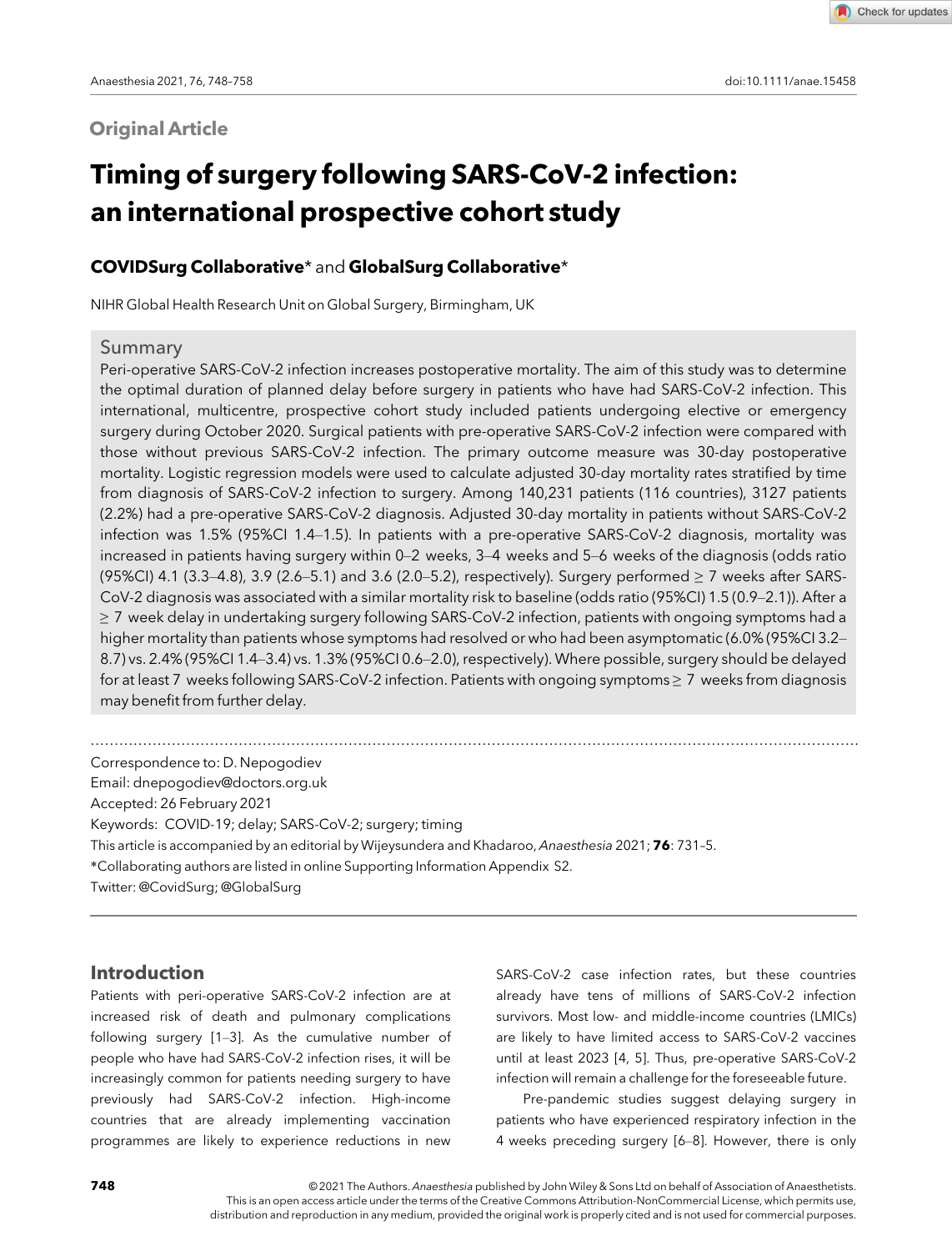Original Article

# Timing of surgery following SARS-CoV-2 infection: an international prospective cohort study

**COVIDSurg Collaborative*** and **GlobalSurg Collaborative***

NIHR Global Health Research Unit on Global Surgery, Birmingham, UK

## Summary

Peri-operative SARS-CoV-2 infection increases postoperative mortality. The aim of this study was to determine the optimal duration of planned delay before surgery in patients who have had SARS-CoV-2 infection. This international, multicentre, prospective cohort study included patients undergoing elective or emergency surgery during October 2020. Surgical patients with pre-operative SARS-CoV-2 infection were compared with those without previous SARS-CoV-2 infection. The primary outcome measure was 30-day postoperative mortality. Logistic regression models were used to calculate adjusted 30-day mortality rates stratified by time from diagnosis of SARS-CoV-2 infection to surgery. Among 140,231 patients (116 countries), 3127 patients (2.2%) had a pre-operative SARS-CoV-2 diagnosis. Adjusted 30-day mortality in patients without SARS-CoV-2 infection was 1.5% (95%CI 1.4–1.5). In patients with a pre-operative SARS-CoV-2 diagnosis, mortality was increased in patients having surgery within 0–2 weeks, 3–4 weeks and 5–6 weeks of the diagnosis (odds ratio (95%CI) 4.1 (3.3–4.8), 3.9 (2.6–5.1) and 3.6 (2.0–5.2), respectively). Surgery performed ≥ 7 weeks after SARS-CoV-2 diagnosis was associated with a similar mortality risk to baseline (odds ratio (95%CI) 1.5 (0.9–2.1)). After a ≥ 7 week delay in undertaking surgery following SARS-CoV-2 infection, patients with ongoing symptoms had a higher mortality than patients whose symptoms had resolved or who had been asymptomatic (6.0% (95%CI 3.2–8.7) vs. 2.4% (95%CI 1.4–3.4) vs. 1.3% (95%CI 0.6–2.0), respectively). Where possible, surgery should be delayed for at least 7 weeks following SARS-CoV-2 infection. Patients with ongoing symptoms ≥ 7 weeks from diagnosis may benefit from further delay.

---

Correspondence to: D. Nepogodiev
Email: dnepogodiev@doctors.org.uk
Accepted: 26 February 2021
Keywords: COVID-19; delay; SARS-CoV-2; surgery; timing
This article is accompanied by an editorial by Wijeysundera and Khadaroo, *Anaesthesia* 2021; **76**: 731–5.
*Collaborating authors are listed in online Supporting Information Appendix S2.
Twitter: @CovidSurg; @GlobalSurg

---

## Introduction

Patients with peri-operative SARS-CoV-2 infection are at increased risk of death and pulmonary complications following surgery [1–3]. As the cumulative number of people who have had SARS-CoV-2 infection rises, it will be increasingly common for patients needing surgery to have previously had SARS-CoV-2 infection. High-income countries that are already implementing vaccination programmes are likely to experience reductions in new SARS-CoV-2 case infection rates, but these countries already have tens of millions of SARS-CoV-2 infection survivors. Most low- and middle-income countries (LMICs) are likely to have limited access to SARS-CoV-2 vaccines until at least 2023 [4, 5]. Thus, pre-operative SARS-CoV-2 infection will remain a challenge for the foreseeable future.

Pre-pandemic studies suggest delaying surgery in patients who have experienced respiratory infection in the 4 weeks preceding surgery [6–8]. However, there is only

© 2021 The Authors. *Anaesthesia* published by John Wiley & Sons Ltd on behalf of Association of Anaesthetists.
This is an open access article under the terms of the Creative Commons Attribution-NonCommercial License, which permits use, distribution and reproduction in any medium, provided the original work is properly cited and is not used for commercial purposes.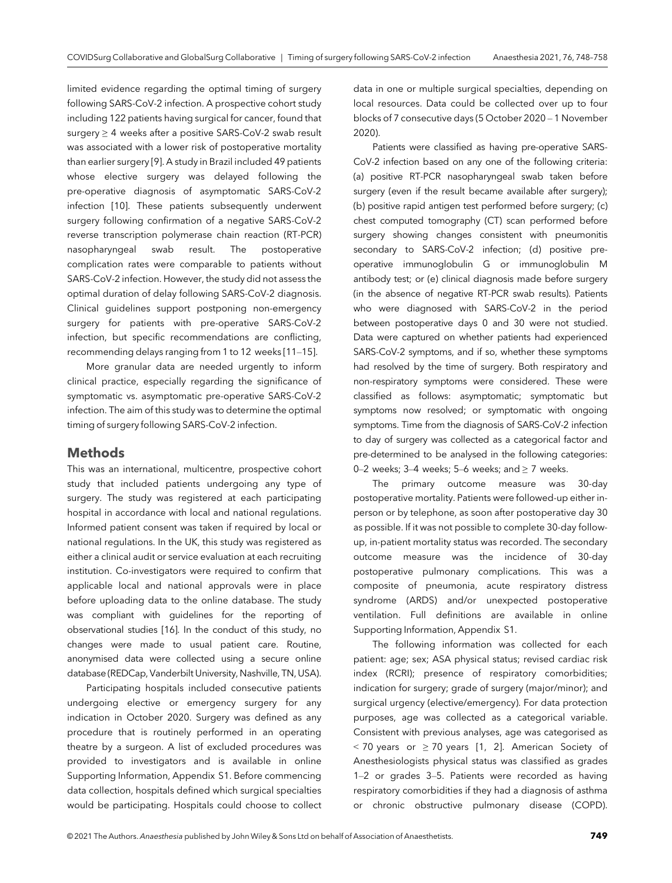limited evidence regarding the optimal timing of surgery following SARS-CoV-2 infection. A prospective cohort study including 122 patients having surgical for cancer, found that surgery ≥ 4 weeks after a positive SARS-CoV-2 swab result was associated with a lower risk of postoperative mortality than earlier surgery [9]. A study in Brazil included 49 patients whose elective surgery was delayed following the pre-operative diagnosis of asymptomatic SARS-CoV-2 infection [10]. These patients subsequently underwent surgery following confirmation of a negative SARS-CoV-2 reverse transcription polymerase chain reaction (RT-PCR) nasopharyngeal swab result. The postoperative complication rates were comparable to patients without SARS-CoV-2 infection. However, the study did not assess the optimal duration of delay following SARS-CoV-2 diagnosis. Clinical guidelines support postponing non-emergency surgery for patients with pre-operative SARS-CoV-2 infection, but specific recommendations are conflicting, recommending delays ranging from 1 to 12 weeks [11–15].

More granular data are needed urgently to inform clinical practice, especially regarding the significance of symptomatic vs. asymptomatic pre-operative SARS-CoV-2 infection. The aim of this study was to determine the optimal timing of surgery following SARS-CoV-2 infection.

## Methods

This was an international, multicentre, prospective cohort study that included patients undergoing any type of surgery. The study was registered at each participating hospital in accordance with local and national regulations. Informed patient consent was taken if required by local or national regulations. In the UK, this study was registered as either a clinical audit or service evaluation at each recruiting institution. Co-investigators were required to confirm that applicable local and national approvals were in place before uploading data to the online database. The study was compliant with guidelines for the reporting of observational studies [16]. In the conduct of this study, no changes were made to usual patient care. Routine, anonymised data were collected using a secure online database (REDCap, Vanderbilt University, Nashville, TN, USA).

Participating hospitals included consecutive patients undergoing elective or emergency surgery for any indication in October 2020. Surgery was defined as any procedure that is routinely performed in an operating theatre by a surgeon. A list of excluded procedures was provided to investigators and is available in online Supporting Information, Appendix S1. Before commencing data collection, hospitals defined which surgical specialties would be participating. Hospitals could choose to collect data in one or multiple surgical specialties, depending on local resources. Data could be collected over up to four blocks of 7 consecutive days (5 October 2020 – 1 November 2020).

Patients were classified as having pre-operative SARS-CoV-2 infection based on any one of the following criteria: (a) positive RT-PCR nasopharyngeal swab taken before surgery (even if the result became available after surgery); (b) positive rapid antigen test performed before surgery; (c) chest computed tomography (CT) scan performed before surgery showing changes consistent with pneumonitis secondary to SARS-CoV-2 infection; (d) positive pre-operative immunoglobulin G or immunoglobulin M antibody test; or (e) clinical diagnosis made before surgery (in the absence of negative RT-PCR swab results). Patients who were diagnosed with SARS-CoV-2 in the period between postoperative days 0 and 30 were not studied. Data were captured on whether patients had experienced SARS-CoV-2 symptoms, and if so, whether these symptoms had resolved by the time of surgery. Both respiratory and non-respiratory symptoms were considered. These were classified as follows: asymptomatic; symptomatic but symptoms now resolved; or symptomatic with ongoing symptoms. Time from the diagnosis of SARS-CoV-2 infection to day of surgery was collected as a categorical factor and pre-determined to be analysed in the following categories: 0–2 weeks; 3–4 weeks; 5–6 weeks; and ≥ 7 weeks.

The primary outcome measure was 30-day postoperative mortality. Patients were followed-up either in-person or by telephone, as soon after postoperative day 30 as possible. If it was not possible to complete 30-day follow-up, in-patient mortality status was recorded. The secondary outcome measure was the incidence of 30-day postoperative pulmonary complications. This was a composite of pneumonia, acute respiratory distress syndrome (ARDS) and/or unexpected postoperative ventilation. Full definitions are available in online Supporting Information, Appendix S1.

The following information was collected for each patient: age; sex; ASA physical status; revised cardiac risk index (RCRI); presence of respiratory comorbidities; indication for surgery; grade of surgery (major/minor); and surgical urgency (elective/emergency). For data protection purposes, age was collected as a categorical variable. Consistent with previous analyses, age was categorised as < 70 years or ≥ 70 years [1, 2]. American Society of Anesthesiologists physical status was classified as grades 1–2 or grades 3–5. Patients were recorded as having respiratory comorbidities if they had a diagnosis of asthma or chronic obstructive pulmonary disease (COPD).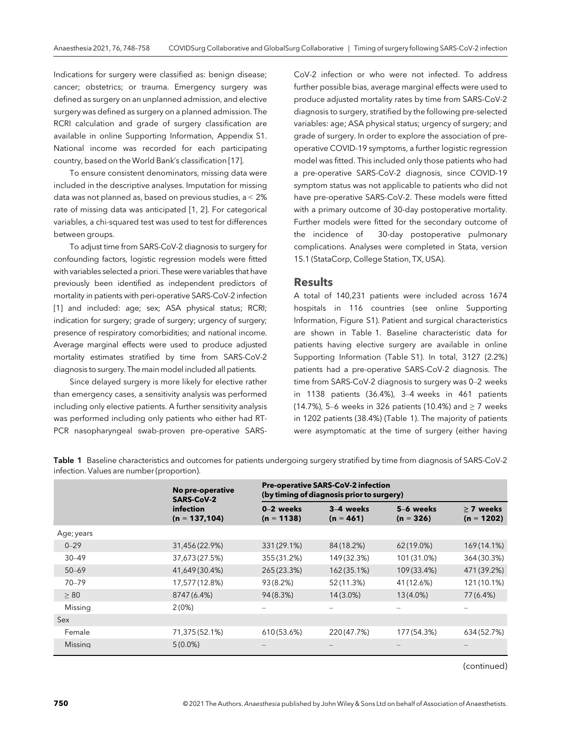Indications for surgery were classified as: benign disease; cancer; obstetrics; or trauma. Emergency surgery was defined as surgery on an unplanned admission, and elective surgery was defined as surgery on a planned admission. The RCRI calculation and grade of surgery classification are available in online Supporting Information, Appendix S1. National income was recorded for each participating country, based on the World Bank's classification [17].

To ensure consistent denominators, missing data were included in the descriptive analyses. Imputation for missing data was not planned as, based on previous studies, a < 2% rate of missing data was anticipated [1, 2]. For categorical variables, a chi-squared test was used to test for differences between groups.

To adjust time from SARS-CoV-2 diagnosis to surgery for confounding factors, logistic regression models were fitted with variables selected a priori. These were variables that have previously been identified as independent predictors of mortality in patients with peri-operative SARS-CoV-2 infection [1] and included: age; sex; ASA physical status; RCRI; indication for surgery; grade of surgery; urgency of surgery; presence of respiratory comorbidities; and national income. Average marginal effects were used to produce adjusted mortality estimates stratified by time from SARS-CoV-2 diagnosis to surgery. The main model included all patients.

Since delayed surgery is more likely for elective rather than emergency cases, a sensitivity analysis was performed including only elective patients. A further sensitivity analysis was performed including only patients who either had RT-PCR nasopharyngeal swab-proven pre-operative SARS-CoV-2 infection or who were not infected. To address further possible bias, average marginal effects were used to produce adjusted mortality rates by time from SARS-CoV-2 diagnosis to surgery, stratified by the following pre-selected variables: age; ASA physical status; urgency of surgery; and grade of surgery. In order to explore the association of pre-operative COVID-19 symptoms, a further logistic regression model was fitted. This included only those patients who had a pre-operative SARS-CoV-2 diagnosis, since COVID-19 symptom status was not applicable to patients who did not have pre-operative SARS-CoV-2. These models were fitted with a primary outcome of 30-day postoperative mortality. Further models were fitted for the secondary outcome of the incidence of 30-day postoperative pulmonary complications. Analyses were completed in Stata, version 15.1 (StataCorp, College Station, TX, USA).

## Results

A total of 140,231 patients were included across 1674 hospitals in 116 countries (see online Supporting Information, Figure S1). Patient and surgical characteristics are shown in Table 1. Baseline characteristic data for patients having elective surgery are available in online Supporting Information (Table S1). In total, 3127 (2.2%) patients had a pre-operative SARS-CoV-2 diagnosis. The time from SARS-CoV-2 diagnosis to surgery was 0–2 weeks in 1138 patients (36.4%), 3–4 weeks in 461 patients (14.7%), 5–6 weeks in 326 patients (10.4%) and ≥ 7 weeks in 1202 patients (38.4%) (Table 1). The majority of patients were asymptomatic at the time of surgery (either having

**Table 1** Baseline characteristics and outcomes for patients undergoing surgery stratified by time from diagnosis of SARS-CoV-2 infection. Values are number (proportion).

| | No pre-operative SARS-CoV-2 infection | Pre-operative SARS-CoV-2 infection (by timing of diagnosis prior to surgery) | | | |
|---|---|---|---|---|---|
| | (n = 137,104) | 0–2 weeks (n = 1138) | 3–4 weeks (n = 461) | 5–6 weeks (n = 326) | ≥ 7 weeks (n = 1202) |
| Age; years | | | | | |
| 0–29 | 31,456 (22.9%) | 331 (29.1%) | 84 (18.2%) | 62 (19.0%) | 169 (14.1%) |
| 30–49 | 37,673 (27.5%) | 355 (31.2%) | 149 (32.3%) | 101 (31.0%) | 364 (30.3%) |
| 50–69 | 41,649 (30.4%) | 265 (23.3%) | 162 (35.1%) | 109 (33.4%) | 471 (39.2%) |
| 70–79 | 17,577 (12.8%) | 93 (8.2%) | 52 (11.3%) | 41 (12.6%) | 121 (10.1%) |
| ≥ 80 | 8747 (6.4%) | 94 (8.3%) | 14 (3.0%) | 13 (4.0%) | 77 (6.4%) |
| Missing | 2 (0%) | – | – | – | – |
| Sex | | | | | |
| Female | 71,375 (52.1%) | 610 (53.6%) | 220 (47.7%) | 177 (54.3%) | 634 (52.7%) |
| Missing | 5 (0.0%) | – | – | – | – |

(continued)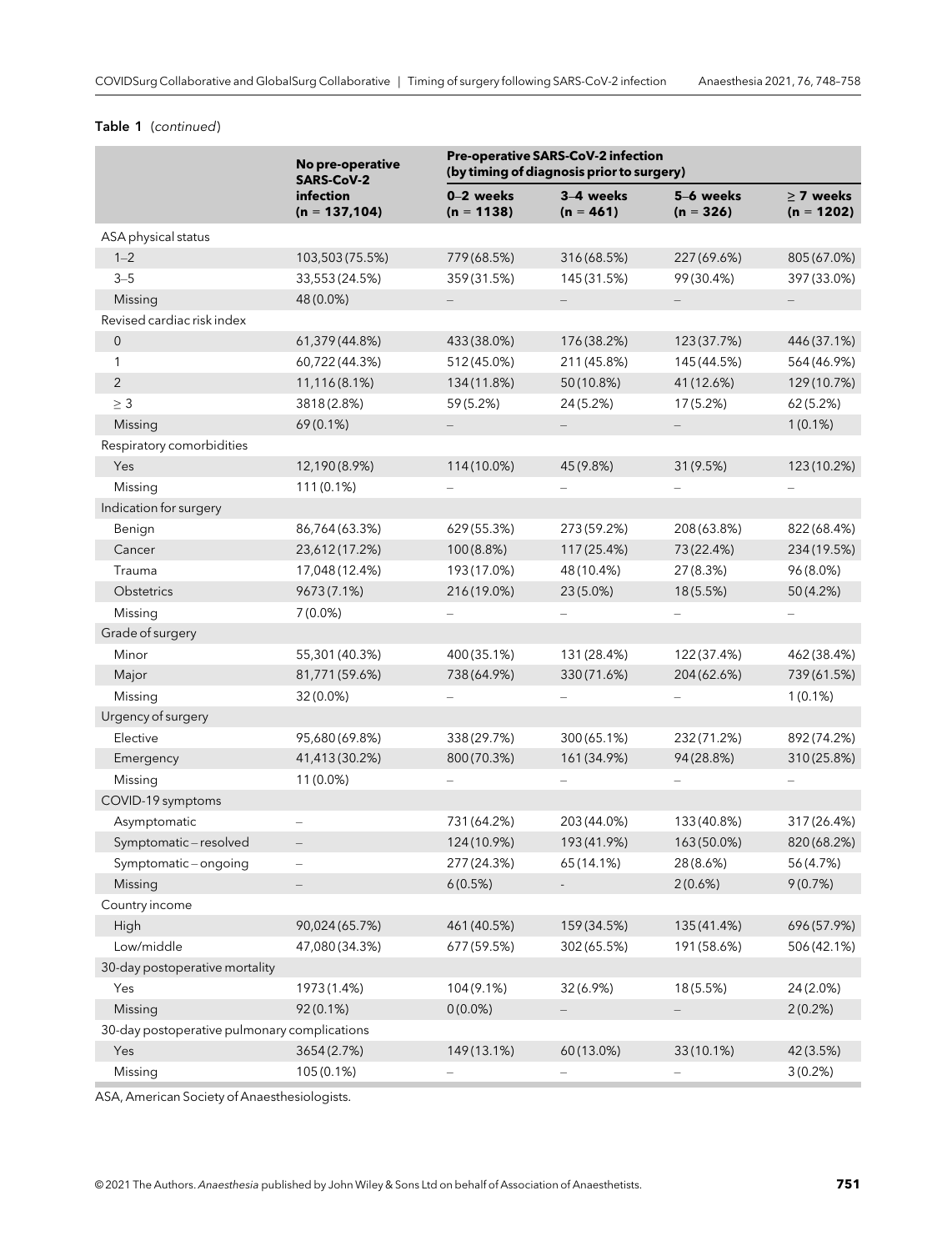**Table 1** (*continued*)

| | No pre-operative SARS-CoV-2 infection | Pre-operative SARS-CoV-2 infection (by timing of diagnosis prior to surgery) | | | |
|---|---|---|---|---|---|
| | (n = 137,104) | 0–2 weeks (n = 1138) | 3–4 weeks (n = 461) | 5–6 weeks (n = 326) | ≥ 7 weeks (n = 1202) |
| ASA physical status | | | | | |
| 1–2 | 103,503 (75.5%) | 779 (68.5%) | 316 (68.5%) | 227 (69.6%) | 805 (67.0%) |
| 3–5 | 33,553 (24.5%) | 359 (31.5%) | 145 (31.5%) | 99 (30.4%) | 397 (33.0%) |
| Missing | 48 (0.0%) | – | – | – | – |
| Revised cardiac risk index | | | | | |
| 0 | 61,379 (44.8%) | 433 (38.0%) | 176 (38.2%) | 123 (37.7%) | 446 (37.1%) |
| 1 | 60,722 (44.3%) | 512 (45.0%) | 211 (45.8%) | 145 (44.5%) | 564 (46.9%) |
| 2 | 11,116 (8.1%) | 134 (11.8%) | 50 (10.8%) | 41 (12.6%) | 129 (10.7%) |
| ≥ 3 | 3818 (2.8%) | 59 (5.2%) | 24 (5.2%) | 17 (5.2%) | 62 (5.2%) |
| Missing | 69 (0.1%) | – | – | – | 1 (0.1%) |
| Respiratory comorbidities | | | | | |
| Yes | 12,190 (8.9%) | 114 (10.0%) | 45 (9.8%) | 31 (9.5%) | 123 (10.2%) |
| Missing | 111 (0.1%) | – | – | – | – |
| Indication for surgery | | | | | |
| Benign | 86,764 (63.3%) | 629 (55.3%) | 273 (59.2%) | 208 (63.8%) | 822 (68.4%) |
| Cancer | 23,612 (17.2%) | 100 (8.8%) | 117 (25.4%) | 73 (22.4%) | 234 (19.5%) |
| Trauma | 17,048 (12.4%) | 193 (17.0%) | 48 (10.4%) | 27 (8.3%) | 96 (8.0%) |
| Obstetrics | 9673 (7.1%) | 216 (19.0%) | 23 (5.0%) | 18 (5.5%) | 50 (4.2%) |
| Missing | 7 (0.0%) | – | – | – | – |
| Grade of surgery | | | | | |
| Minor | 55,301 (40.3%) | 400 (35.1%) | 131 (28.4%) | 122 (37.4%) | 462 (38.4%) |
| Major | 81,771 (59.6%) | 738 (64.9%) | 330 (71.6%) | 204 (62.6%) | 739 (61.5%) |
| Missing | 32 (0.0%) | – | – | – | 1 (0.1%) |
| Urgency of surgery | | | | | |
| Elective | 95,680 (69.8%) | 338 (29.7%) | 300 (65.1%) | 232 (71.2%) | 892 (74.2%) |
| Emergency | 41,413 (30.2%) | 800 (70.3%) | 161 (34.9%) | 94 (28.8%) | 310 (25.8%) |
| Missing | 11 (0.0%) | – | – | – | – |
| COVID-19 symptoms | | | | | |
| Asymptomatic | – | 731 (64.2%) | 203 (44.0%) | 133 (40.8%) | 317 (26.4%) |
| Symptomatic – resolved | – | 124 (10.9%) | 193 (41.9%) | 163 (50.0%) | 820 (68.2%) |
| Symptomatic – ongoing | – | 277 (24.3%) | 65 (14.1%) | 28 (8.6%) | 56 (4.7%) |
| Missing | – | 6 (0.5%) | - | 2 (0.6%) | 9 (0.7%) |
| Country income | | | | | |
| High | 90,024 (65.7%) | 461 (40.5%) | 159 (34.5%) | 135 (41.4%) | 696 (57.9%) |
| Low/middle | 47,080 (34.3%) | 677 (59.5%) | 302 (65.5%) | 191 (58.6%) | 506 (42.1%) |
| 30-day postoperative mortality | | | | | |
| Yes | 1973 (1.4%) | 104 (9.1%) | 32 (6.9%) | 18 (5.5%) | 24 (2.0%) |
| Missing | 92 (0.1%) | 0 (0.0%) | – | – | 2 (0.2%) |
| 30-day postoperative pulmonary complications | | | | | |
| Yes | 3654 (2.7%) | 149 (13.1%) | 60 (13.0%) | 33 (10.1%) | 42 (3.5%) |
| Missing | 105 (0.1%) | – | – | – | 3 (0.2%) |

ASA, American Society of Anaesthesiologists.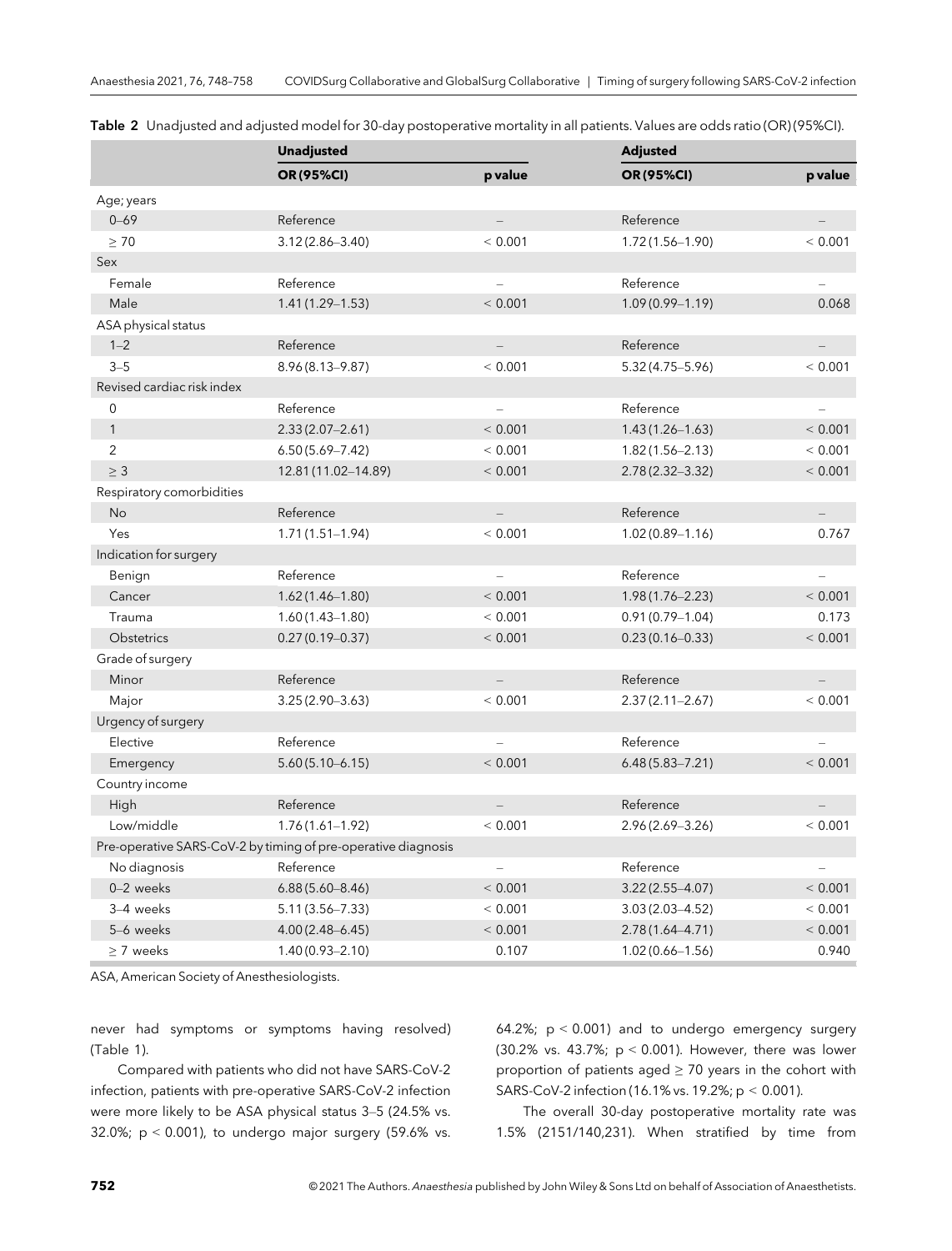**Table 2** Unadjusted and adjusted model for 30-day postoperative mortality in all patients. Values are odds ratio (OR) (95%CI).

| | Unadjusted | | Adjusted | |
|---|---|---|---|---|
| | **OR (95%CI)** | **p value** | **OR (95%CI)** | **p value** |
| Age; years | | | | |
| 0–69 | Reference | – | Reference | – |
| ≥ 70 | 3.12 (2.86–3.40) | < 0.001 | 1.72 (1.56–1.90) | < 0.001 |
| Sex | | | | |
| Female | Reference | – | Reference | – |
| Male | 1.41 (1.29–1.53) | < 0.001 | 1.09 (0.99–1.19) | 0.068 |
| ASA physical status | | | | |
| 1–2 | Reference | – | Reference | – |
| 3–5 | 8.96 (8.13–9.87) | < 0.001 | 5.32 (4.75–5.96) | < 0.001 |
| Revised cardiac risk index | | | | |
| 0 | Reference | – | Reference | – |
| 1 | 2.33 (2.07–2.61) | < 0.001 | 1.43 (1.26–1.63) | < 0.001 |
| 2 | 6.50 (5.69–7.42) | < 0.001 | 1.82 (1.56–2.13) | < 0.001 |
| ≥ 3 | 12.81 (11.02–14.89) | < 0.001 | 2.78 (2.32–3.32) | < 0.001 |
| Respiratory comorbidities | | | | |
| No | Reference | – | Reference | – |
| Yes | 1.71 (1.51–1.94) | < 0.001 | 1.02 (0.89–1.16) | 0.767 |
| Indication for surgery | | | | |
| Benign | Reference | – | Reference | – |
| Cancer | 1.62 (1.46–1.80) | < 0.001 | 1.98 (1.76–2.23) | < 0.001 |
| Trauma | 1.60 (1.43–1.80) | < 0.001 | 0.91 (0.79–1.04) | 0.173 |
| Obstetrics | 0.27 (0.19–0.37) | < 0.001 | 0.23 (0.16–0.33) | < 0.001 |
| Grade of surgery | | | | |
| Minor | Reference | – | Reference | – |
| Major | 3.25 (2.90–3.63) | < 0.001 | 2.37 (2.11–2.67) | < 0.001 |
| Urgency of surgery | | | | |
| Elective | Reference | – | Reference | – |
| Emergency | 5.60 (5.10–6.15) | < 0.001 | 6.48 (5.83–7.21) | < 0.001 |
| Country income | | | | |
| High | Reference | – | Reference | – |
| Low/middle | 1.76 (1.61–1.92) | < 0.001 | 2.96 (2.69–3.26) | < 0.001 |
| Pre-operative SARS-CoV-2 by timing of pre-operative diagnosis | | | | |
| No diagnosis | Reference | – | Reference | – |
| 0–2 weeks | 6.88 (5.60–8.46) | < 0.001 | 3.22 (2.55–4.07) | < 0.001 |
| 3–4 weeks | 5.11 (3.56–7.33) | < 0.001 | 3.03 (2.03–4.52) | < 0.001 |
| 5–6 weeks | 4.00 (2.48–6.45) | < 0.001 | 2.78 (1.64–4.71) | < 0.001 |
| ≥ 7 weeks | 1.40 (0.93–2.10) | 0.107 | 1.02 (0.66–1.56) | 0.940 |

ASA, American Society of Anesthesiologists.

never had symptoms or symptoms having resolved) (Table 1).

Compared with patients who did not have SARS-CoV-2 infection, patients with pre-operative SARS-CoV-2 infection were more likely to be ASA physical status 3–5 (24.5% vs. 32.0%; $p < 0.001$), to undergo major surgery (59.6% vs. 64.2%; $p < 0.001$) and to undergo emergency surgery (30.2% vs. 43.7%; $p < 0.001$). However, there was lower proportion of patients aged ≥ 70 years in the cohort with SARS-CoV-2 infection (16.1% vs. 19.2%; $p < 0.001$).

The overall 30-day postoperative mortality rate was 1.5% (2151/140,231). When stratified by time from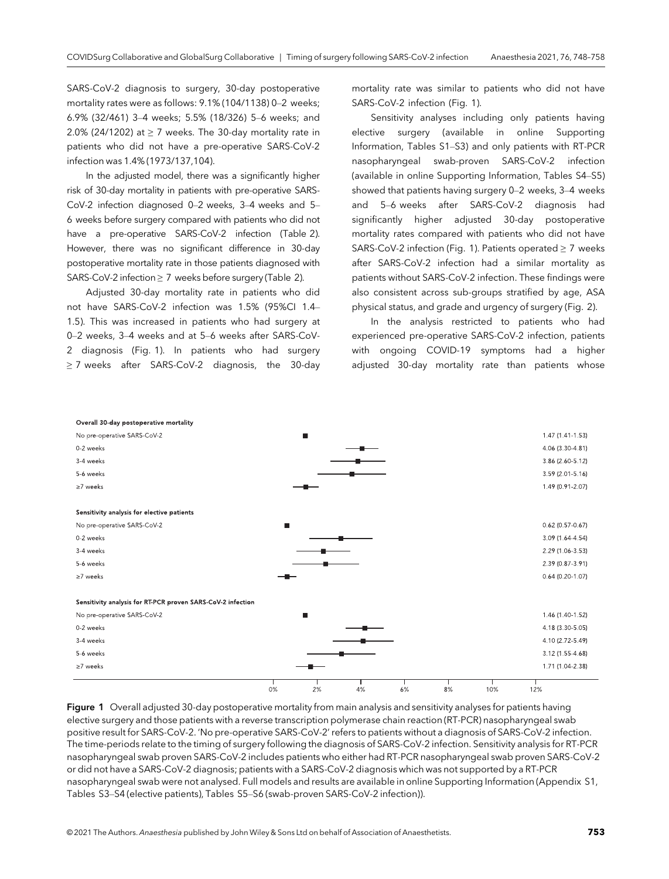SARS-CoV-2 diagnosis to surgery, 30-day postoperative mortality rates were as follows: 9.1% (104/1138) 0–2 weeks; 6.9% (32/461) 3–4 weeks; 5.5% (18/326) 5–6 weeks; and 2.0% (24/1202) at ≥ 7 weeks. The 30-day mortality rate in patients who did not have a pre-operative SARS-CoV-2 infection was 1.4% (1973/137,104).

In the adjusted model, there was a significantly higher risk of 30-day mortality in patients with pre-operative SARS-CoV-2 infection diagnosed 0–2 weeks, 3–4 weeks and 5–6 weeks before surgery compared with patients who did not have a pre-operative SARS-CoV-2 infection (Table 2). However, there was no significant difference in 30-day postoperative mortality rate in those patients diagnosed with SARS-CoV-2 infection ≥ 7 weeks before surgery (Table 2).

Adjusted 30-day mortality rate in patients who did not have SARS-CoV-2 infection was 1.5% (95%CI 1.4–1.5). This was increased in patients who had surgery at 0–2 weeks, 3–4 weeks and at 5–6 weeks after SARS-CoV-2 diagnosis (Fig. 1). In patients who had surgery ≥ 7 weeks after SARS-CoV-2 diagnosis, the 30-day mortality rate was similar to patients who did not have SARS-CoV-2 infection (Fig. 1).

Sensitivity analyses including only patients having elective surgery (available in online Supporting Information, Tables S1–S3) and only patients with RT-PCR nasopharyngeal swab-proven SARS-CoV-2 infection (available in online Supporting Information, Tables S4–S5) showed that patients having surgery 0–2 weeks, 3–4 weeks and 5–6 weeks after SARS-CoV-2 diagnosis had significantly higher adjusted 30-day postoperative mortality rates compared with patients who did not have SARS-CoV-2 infection (Fig. 1). Patients operated ≥ 7 weeks after SARS-CoV-2 infection had a similar mortality as patients without SARS-CoV-2 infection. These findings were also consistent across sub-groups stratified by age, ASA physical status, and grade and urgency of surgery (Fig. 2).

In the analysis restricted to patients who had experienced pre-operative SARS-CoV-2 infection, patients with ongoing COVID-19 symptoms had a higher adjusted 30-day mortality rate than patients whose

| | Adjusted 30-day mortality (%) (95%CI) |
|---|---|
| **Overall 30-day postoperative mortality** | |
| No pre-operative SARS-CoV-2 | 1.47 (1.41-1.53) |
| 0-2 weeks | 4.06 (3.30-4.81) |
| 3-4 weeks | 3.86 (2.60-5.12) |
| 5-6 weeks | 3.59 (2.01-5.16) |
| ≥7 weeks | 1.49 (0.91-2.07) |
| **Sensitivity analysis for elective patients** | |
| No pre-operative SARS-CoV-2 | 0.62 (0.57-0.67) |
| 0-2 weeks | 3.09 (1.64-4.54) |
| 3-4 weeks | 2.29 (1.06-3.53) |
| 5-6 weeks | 2.39 (0.87-3.91) |
| ≥7 weeks | 0.64 (0.20-1.07) |
| **Sensitivity analysis for RT-PCR proven SARS-CoV-2 infection** | |
| No pre-operative SARS-CoV-2 | 1.46 (1.40-1.52) |
| 0-2 weeks | 4.18 (3.30-5.05) |
| 3-4 weeks | 4.10 (2.72-5.49) |
| 5-6 weeks | 3.12 (1.55-4.68) |
| ≥7 weeks | 1.71 (1.04-2.38) |

**Figure 1** Overall adjusted 30-day postoperative mortality from main analysis and sensitivity analyses for patients having elective surgery and those patients with a reverse transcription polymerase chain reaction (RT-PCR) nasopharyngeal swab positive result for SARS-CoV-2. 'No pre-operative SARS-CoV-2' refers to patients without a diagnosis of SARS-CoV-2 infection. The time-periods relate to the timing of surgery following the diagnosis of SARS-CoV-2 infection. Sensitivity analysis for RT-PCR nasopharyngeal swab proven SARS-CoV-2 includes patients who either had RT-PCR nasopharyngeal swab proven SARS-CoV-2 or did not have a SARS-CoV-2 diagnosis; patients with a SARS-CoV-2 diagnosis which was not supported by a RT-PCR nasopharyngeal swab were not analysed. Full models and results are available in online Supporting Information (Appendix S1, Tables S3–S4 (elective patients), Tables S5–S6 (swab-proven SARS-CoV-2 infection)).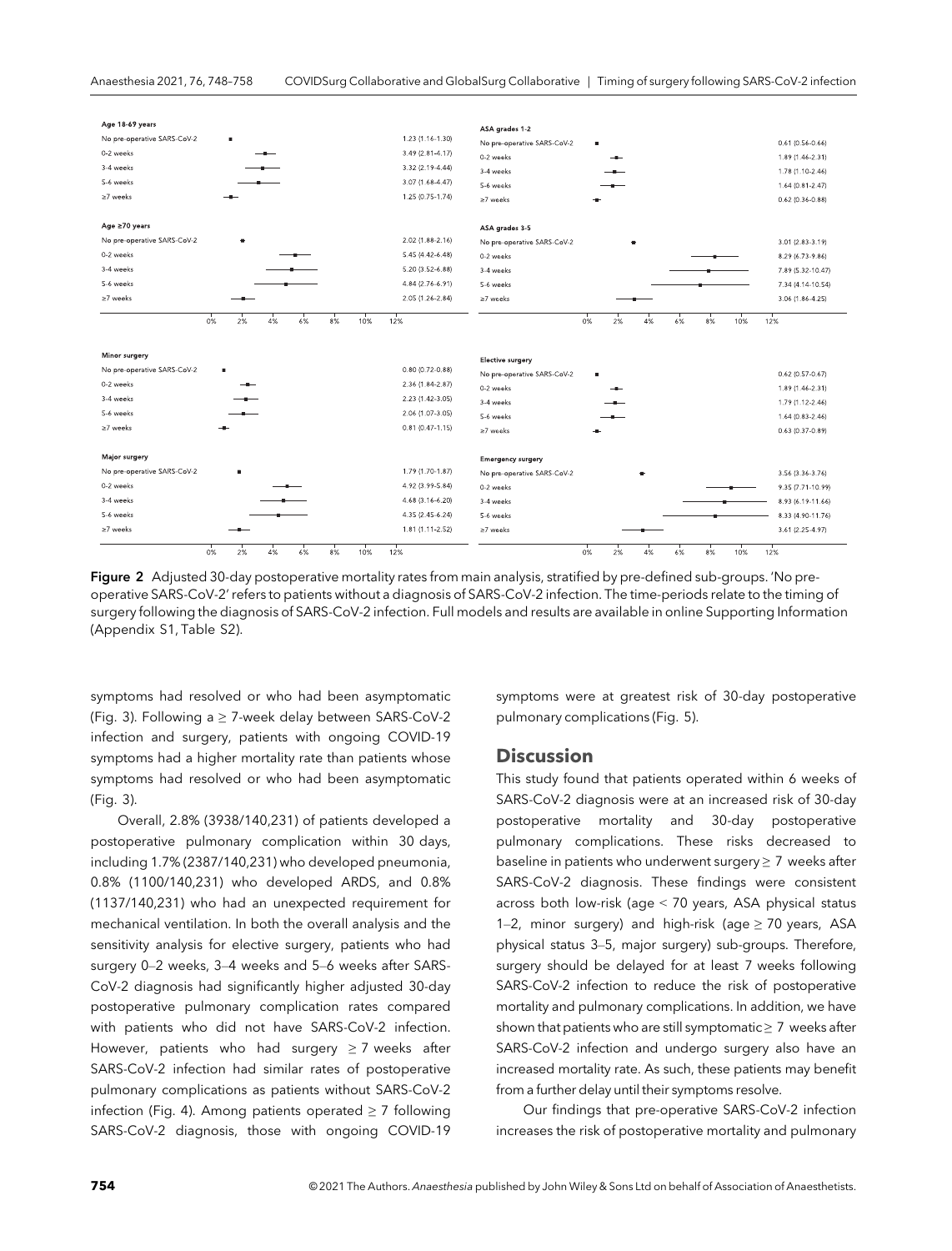| Age 18-69 years | |
|---|---|
| No pre-operative SARS-CoV-2 | 1.23 (1.16-1.30) |
| 0-2 weeks | 3.49 (2.81-4.17) |
| 3-4 weeks | 3.32 (2.19-4.44) |
| 5-6 weeks | 3.07 (1.68-4.47) |
| ≥7 weeks | 1.25 (0.75-1.74) |
| **Age ≥70 years** | |
| No pre-operative SARS-CoV-2 | 2.02 (1.88-2.16) |
| 0-2 weeks | 5.45 (4.42-6.48) |
| 3-4 weeks | 5.20 (3.52-6.88) |
| 5-6 weeks | 4.84 (2.76-6.91) |
| ≥7 weeks | 2.05 (1.26-2.84) |

| ASA grades 1-2 | |
|---|---|
| No pre-operative SARS-CoV-2 | 0.61 (0.56-0.66) |
| 0-2 weeks | 1.89 (1.46-2.31) |
| 3-4 weeks | 1.78 (1.10-2.46) |
| 5-6 weeks | 1.64 (0.81-2.47) |
| ≥7 weeks | 0.62 (0.36-0.88) |
| **ASA grades 3-5** | |
| No pre-operative SARS-CoV-2 | 3.01 (2.83-3.19) |
| 0-2 weeks | 8.29 (6.73-9.86) |
| 3-4 weeks | 7.89 (5.32-10.47) |
| 5-6 weeks | 7.34 (4.14-10.54) |
| ≥7 weeks | 3.06 (1.86-4.25) |

| Minor surgery | |
|---|---|
| No pre-operative SARS-CoV-2 | 0.80 (0.72-0.88) |
| 0-2 weeks | 2.36 (1.84-2.87) |
| 3-4 weeks | 2.23 (1.42-3.05) |
| 5-6 weeks | 2.06 (1.07-3.05) |
| ≥7 weeks | 0.81 (0.47-1.15) |
| **Major surgery** | |
| No pre-operative SARS-CoV-2 | 1.79 (1.70-1.87) |
| 0-2 weeks | 4.92 (3.99-5.84) |
| 3-4 weeks | 4.68 (3.16-6.20) |
| 5-6 weeks | 4.35 (2.45-6.24) |
| ≥7 weeks | 1.81 (1.11-2.52) |

| Elective surgery | |
|---|---|
| No pre-operative SARS-CoV-2 | 0.62 (0.57-0.67) |
| 0-2 weeks | 1.89 (1.46-2.31) |
| 3-4 weeks | 1.79 (1.12-2.46) |
| 5-6 weeks | 1.64 (0.83-2.46) |
| ≥7 weeks | 0.63 (0.37-0.89) |
| **Emergency surgery** | |
| No pre-operative SARS-CoV-2 | 3.56 (3.36-3.76) |
| 0-2 weeks | 9.35 (7.71-10.99) |
| 3-4 weeks | 8.93 (6.19-11.66) |
| 5-6 weeks | 8.33 (4.90-11.76) |
| ≥7 weeks | 3.61 (2.25-4.97) |

**Figure 2** Adjusted 30-day postoperative mortality rates from main analysis, stratified by pre-defined sub-groups. 'No pre-operative SARS-CoV-2' refers to patients without a diagnosis of SARS-CoV-2 infection. The time-periods relate to the timing of surgery following the diagnosis of SARS-CoV-2 infection. Full models and results are available in online Supporting Information (Appendix S1, Table S2).

symptoms had resolved or who had been asymptomatic (Fig. 3). Following a ≥ 7-week delay between SARS-CoV-2 infection and surgery, patients with ongoing COVID-19 symptoms had a higher mortality rate than patients whose symptoms had resolved or who had been asymptomatic (Fig. 3).

Overall, 2.8% (3938/140,231) of patients developed a postoperative pulmonary complication within 30 days, including 1.7% (2387/140,231) who developed pneumonia, 0.8% (1100/140,231) who developed ARDS, and 0.8% (1137/140,231) who had an unexpected requirement for mechanical ventilation. In both the overall analysis and the sensitivity analysis for elective surgery, patients who had surgery 0–2 weeks, 3–4 weeks and 5–6 weeks after SARS-CoV-2 diagnosis had significantly higher adjusted 30-day postoperative pulmonary complication rates compared with patients who did not have SARS-CoV-2 infection. However, patients who had surgery ≥ 7 weeks after SARS-CoV-2 infection had similar rates of postoperative pulmonary complications as patients without SARS-CoV-2 infection (Fig. 4). Among patients operated ≥ 7 following SARS-CoV-2 diagnosis, those with ongoing COVID-19 symptoms were at greatest risk of 30-day postoperative pulmonary complications (Fig. 5).

## Discussion

This study found that patients operated within 6 weeks of SARS-CoV-2 diagnosis were at an increased risk of 30-day postoperative mortality and 30-day postoperative pulmonary complications. These risks decreased to baseline in patients who underwent surgery ≥ 7 weeks after SARS-CoV-2 diagnosis. These findings were consistent across both low-risk (age < 70 years, ASA physical status 1–2, minor surgery) and high-risk (age ≥ 70 years, ASA physical status 3–5, major surgery) sub-groups. Therefore, surgery should be delayed for at least 7 weeks following SARS-CoV-2 infection to reduce the risk of postoperative mortality and pulmonary complications. In addition, we have shown that patients who are still symptomatic ≥ 7 weeks after SARS-CoV-2 infection and undergo surgery also have an increased mortality rate. As such, these patients may benefit from a further delay until their symptoms resolve.

Our findings that pre-operative SARS-CoV-2 infection increases the risk of postoperative mortality and pulmonary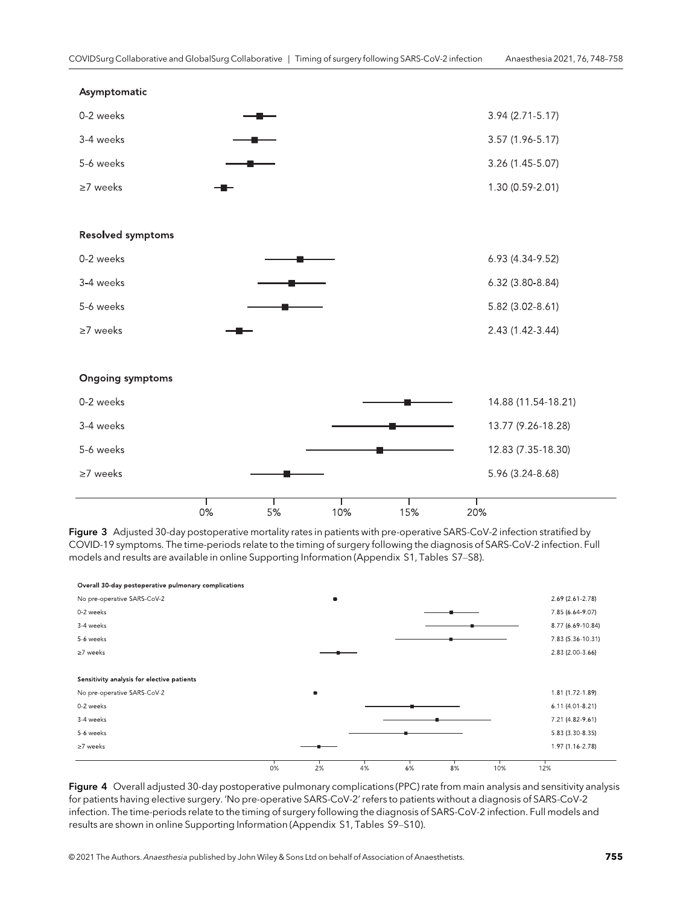| Asymptomatic | |
|---|---|
| 0-2 weeks | 3.94 (2.71-5.17) |
| 3-4 weeks | 3.57 (1.96-5.17) |
| 5-6 weeks | 3.26 (1.45-5.07) |
| ≥7 weeks | 1.30 (0.59-2.01) |
| **Resolved symptoms** | |
| 0-2 weeks | 6.93 (4.34-9.52) |
| 3-4 weeks | 6.32 (3.80-8.84) |
| 5-6 weeks | 5.82 (3.02-8.61) |
| ≥7 weeks | 2.43 (1.42-3.44) |
| **Ongoing symptoms** | |
| 0-2 weeks | 14.88 (11.54-18.21) |
| 3-4 weeks | 13.77 (9.26-18.28) |
| 5-6 weeks | 12.83 (7.35-18.30) |
| ≥7 weeks | 5.96 (3.24-8.68) |

**Figure 3** Adjusted 30-day postoperative mortality rates in patients with pre-operative SARS-CoV-2 infection stratified by COVID-19 symptoms. The time-periods relate to the timing of surgery following the diagnosis of SARS-CoV-2 infection. Full models and results are available in online Supporting Information (Appendix S1, Tables S7–S8).

| Overall 30-day postoperative pulmonary complications | |
|---|---|
| No pre-operative SARS-CoV-2 | 2.69 (2.61-2.78) |
| 0-2 weeks | 7.85 (6.64-9.07) |
| 3-4 weeks | 8.77 (6.69-10.84) |
| 5-6 weeks | 7.83 (5.36-10.31) |
| ≥7 weeks | 2.83 (2.00-3.66) |
| **Sensitivity analysis for elective patients** | |
| No pre-operative SARS-CoV-2 | 1.81 (1.72-1.89) |
| 0-2 weeks | 6.11 (4.01-8.21) |
| 3-4 weeks | 7.21 (4.82-9.61) |
| 5-6 weeks | 5.83 (3.30-8.35) |
| ≥7 weeks | 1.97 (1.16-2.78) |

**Figure 4** Overall adjusted 30-day postoperative pulmonary complications (PPC) rate from main analysis and sensitivity analysis for patients having elective surgery. 'No pre-operative SARS-CoV-2' refers to patients without a diagnosis of SARS-CoV-2 infection. The time-periods relate to the timing of surgery following the diagnosis of SARS-CoV-2 infection. Full models and results are shown in online Supporting Information (Appendix S1, Tables S9–S10).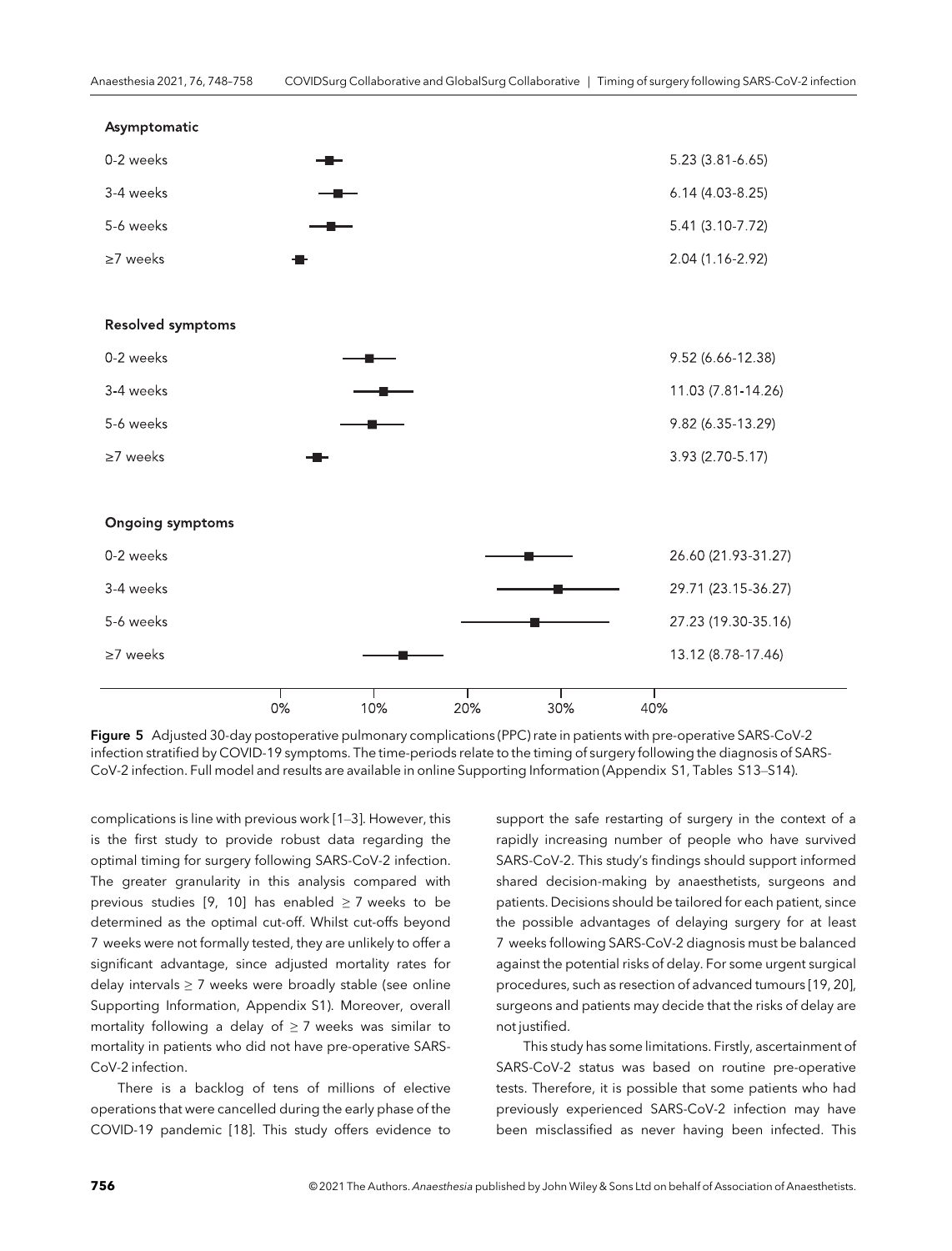| | |
|---|---|
| **Asymptomatic** | |
| 0-2 weeks | 5.23 (3.81-6.65) |
| 3-4 weeks | 6.14 (4.03-8.25) |
| 5-6 weeks | 5.41 (3.10-7.72) |
| ≥7 weeks | 2.04 (1.16-2.92) |
| **Resolved symptoms** | |
| 0-2 weeks | 9.52 (6.66-12.38) |
| 3-4 weeks | 11.03 (7.81-14.26) |
| 5-6 weeks | 9.82 (6.35-13.29) |
| ≥7 weeks | 3.93 (2.70-5.17) |
| **Ongoing symptoms** | |
| 0-2 weeks | 26.60 (21.93-31.27) |
| 3-4 weeks | 29.71 (23.15-36.27) |
| 5-6 weeks | 27.23 (19.30-35.16) |
| ≥7 weeks | 13.12 (8.78-17.46) |

**Figure 5** Adjusted 30-day postoperative pulmonary complications (PPC) rate in patients with pre-operative SARS-CoV-2 infection stratified by COVID-19 symptoms. The time-periods relate to the timing of surgery following the diagnosis of SARS-CoV-2 infection. Full model and results are available in online Supporting Information (Appendix S1, Tables S13–S14).

complications is line with previous work [1–3]. However, this is the first study to provide robust data regarding the optimal timing for surgery following SARS-CoV-2 infection. The greater granularity in this analysis compared with previous studies [9, 10] has enabled ≥ 7 weeks to be determined as the optimal cut-off. Whilst cut-offs beyond 7 weeks were not formally tested, they are unlikely to offer a significant advantage, since adjusted mortality rates for delay intervals ≥ 7 weeks were broadly stable (see online Supporting Information, Appendix S1). Moreover, overall mortality following a delay of ≥ 7 weeks was similar to mortality in patients who did not have pre-operative SARS-CoV-2 infection.

There is a backlog of tens of millions of elective operations that were cancelled during the early phase of the COVID-19 pandemic [18]. This study offers evidence to support the safe restarting of surgery in the context of a rapidly increasing number of people who have survived SARS-CoV-2. This study's findings should support informed shared decision-making by anaesthetists, surgeons and patients. Decisions should be tailored for each patient, since the possible advantages of delaying surgery for at least 7 weeks following SARS-CoV-2 diagnosis must be balanced against the potential risks of delay. For some urgent surgical procedures, such as resection of advanced tumours [19, 20], surgeons and patients may decide that the risks of delay are not justified.

This study has some limitations. Firstly, ascertainment of SARS-CoV-2 status was based on routine pre-operative tests. Therefore, it is possible that some patients who had previously experienced SARS-CoV-2 infection may have been misclassified as never having been infected. This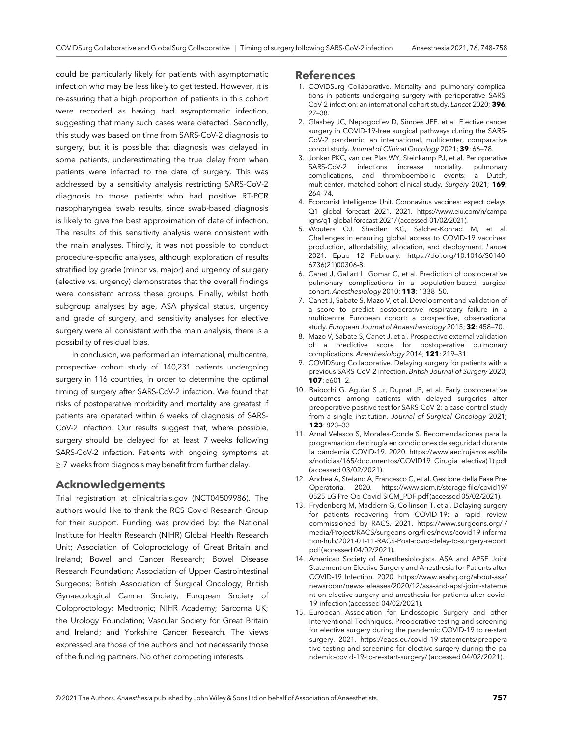could be particularly likely for patients with asymptomatic infection who may be less likely to get tested. However, it is re-assuring that a high proportion of patients in this cohort were recorded as having had asymptomatic infection, suggesting that many such cases were detected. Secondly, this study was based on time from SARS-CoV-2 diagnosis to surgery, but it is possible that diagnosis was delayed in some patients, underestimating the true delay from when patients were infected to the date of surgery. This was addressed by a sensitivity analysis restricting SARS-CoV-2 diagnosis to those patients who had positive RT-PCR nasopharyngeal swab results, since swab-based diagnosis is likely to give the best approximation of date of infection. The results of this sensitivity analysis were consistent with the main analyses. Thirdly, it was not possible to conduct procedure-specific analyses, although exploration of results stratified by grade (minor vs. major) and urgency of surgery (elective vs. urgency) demonstrates that the overall findings were consistent across these groups. Finally, whilst both subgroup analyses by age, ASA physical status, urgency and grade of surgery, and sensitivity analyses for elective surgery were all consistent with the main analysis, there is a possibility of residual bias.

In conclusion, we performed an international, multicentre, prospective cohort study of 140,231 patients undergoing surgery in 116 countries, in order to determine the optimal timing of surgery after SARS-CoV-2 infection. We found that risks of postoperative morbidity and mortality are greatest if patients are operated within 6 weeks of diagnosis of SARS-CoV-2 infection. Our results suggest that, where possible, surgery should be delayed for at least 7 weeks following SARS-CoV-2 infection. Patients with ongoing symptoms at $\geq$ 7 weeks from diagnosis may benefit from further delay.

## Acknowledgements

Trial registration at clinicaltrials.gov (NCT04509986). The authors would like to thank the RCS Covid Research Group for their support. Funding was provided by: the National Institute for Health Research (NIHR) Global Health Research Unit; Association of Coloproctology of Great Britain and Ireland; Bowel and Cancer Research; Bowel Disease Research Foundation; Association of Upper Gastrointestinal Surgeons; British Association of Surgical Oncology; British Gynaecological Cancer Society; European Society of Coloproctology; Medtronic; NIHR Academy; Sarcoma UK; the Urology Foundation; Vascular Society for Great Britain and Ireland; and Yorkshire Cancer Research. The views expressed are those of the authors and not necessarily those of the funding partners. No other competing interests.

## References

1. COVIDSurg Collaborative. Mortality and pulmonary complications in patients undergoing surgery with perioperative SARS-CoV-2 infection: an international cohort study. *Lancet* 2020; **396**: 27–38.
2. Glasbey JC, Nepogodiev D, Simoes JFF, et al. Elective cancer surgery in COVID-19-free surgical pathways during the SARS-CoV-2 pandemic: an international, multicenter, comparative cohort study. *Journal of Clinical Oncology* 2021; **39**: 66–78.
3. Jonker PKC, van der Plas WY, Steinkamp PJ, et al. Perioperative SARS-CoV-2 infections increase mortality, pulmonary complications, and thromboembolic events: a Dutch, multicenter, matched-cohort clinical study. *Surgery* 2021; **169**: 264–74.
4. Economist Intelligence Unit. Coronavirus vaccines: expect delays. Q1 global forecast 2021. 2021. https://www.eiu.com/n/campaigns/q1-global-forecast-2021/ (accessed 01/02/2021).
5. Wouters OJ, Shadlen KC, Salcher-Konrad M, et al. Challenges in ensuring global access to COVID-19 vaccines: production, affordability, allocation, and deployment. *Lancet* 2021. Epub 12 February. https://doi.org/10.1016/S0140-6736(21)00306-8.
6. Canet J, Gallart L, Gomar C, et al. Prediction of postoperative pulmonary complications in a population-based surgical cohort. *Anesthesiology* 2010; **113**: 1338–50.
7. Canet J, Sabate S, Mazo V, et al. Development and validation of a score to predict postoperative respiratory failure in a multicentre European cohort: a prospective, observational study. *European Journal of Anaesthesiology* 2015; **32**: 458–70.
8. Mazo V, Sabate S, Canet J, et al. Prospective external validation of a predictive score for postoperative pulmonary complications. *Anesthesiology* 2014; **121**: 219–31.
9. COVIDSurg Collaborative. Delaying surgery for patients with a previous SARS-CoV-2 infection. *British Journal of Surgery* 2020; **107**: e601–2.
10. Baiocchi G, Aguiar S Jr, Duprat JP, et al. Early postoperative outcomes among patients with delayed surgeries after preoperative positive test for SARS-CoV-2: a case-control study from a single institution. *Journal of Surgical Oncology* 2021; **123**: 823–33
11. Arnal Velasco S, Morales-Conde S. Recomendaciones para la programación de cirugía en condiciones de seguridad durante la pandemia COVID-19. 2020. https://www.aecirujanos.es/files/noticias/165/documentos/COVID19_Cirugia_electiva(1).pdf (accessed 03/02/2021).
12. Andrea A, Stefano A, Francesco C, et al. Gestione della Fase Pre-Operatoria. 2020. https://www.sicm.it/storage-file/covid19/0525-LG-Pre-Op-Covid-SICM_PDF.pdf (accessed 05/02/2021).
13. Frydenberg M, Maddern G, Collinson T, et al. Delaying surgery for patients recovering from COVID-19: a rapid review commissioned by RACS. 2021. https://www.surgeons.org/-/media/Project/RACS/surgeons-org/files/news/covid19-information-hub/2021-01-11-RACS-Post-covid-delay-to-surgery-report.pdf (accessed 04/02/2021).
14. American Society of Anesthesiologists. ASA and APSF Joint Statement on Elective Surgery and Anesthesia for Patients after COVID-19 Infection. 2020. https://www.asahq.org/about-asa/newsroom/news-releases/2020/12/asa-and-apsf-joint-statement-on-elective-surgery-and-anesthesia-for-patients-after-covid-19-infection (accessed 04/02/2021).
15. European Association for Endoscopic Surgery and other Interventional Techniques. Preoperative testing and screening for elective surgery during the pandemic COVID-19 to re-start surgery. 2021. https://eaes.eu/covid-19-statements/preoperative-testing-and-screening-for-elective-surgery-during-the-pandemic-covid-19-to-re-start-surgery/ (accessed 04/02/2021).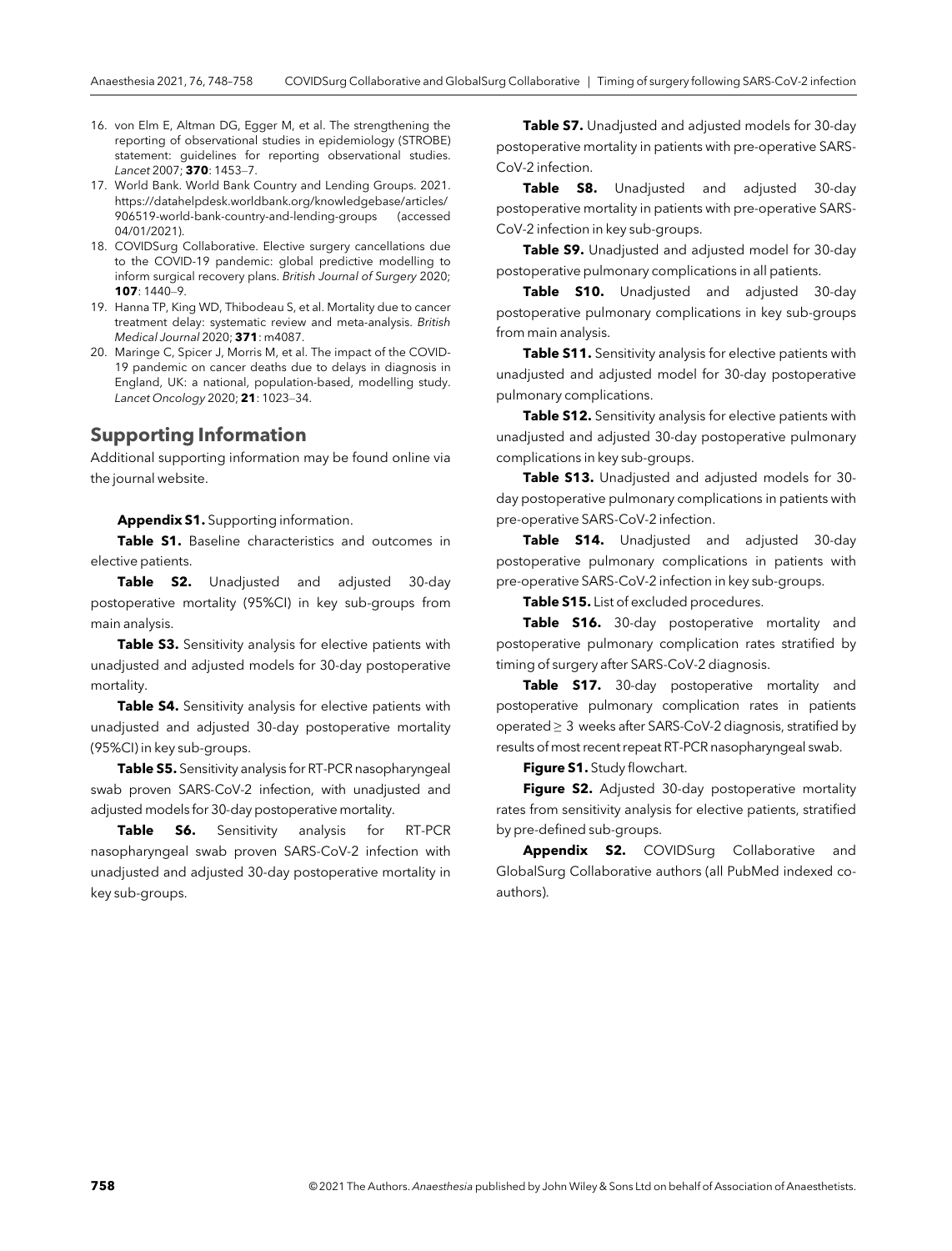16. von Elm E, Altman DG, Egger M, et al. The strengthening the reporting of observational studies in epidemiology (STROBE) statement: guidelines for reporting observational studies. *Lancet* 2007; **370**: 1453–7.
17. World Bank. World Bank Country and Lending Groups. 2021. https://datahelpdesk.worldbank.org/knowledgebase/articles/906519-world-bank-country-and-lending-groups (accessed 04/01/2021).
18. COVIDSurg Collaborative. Elective surgery cancellations due to the COVID-19 pandemic: global predictive modelling to inform surgical recovery plans. *British Journal of Surgery* 2020; **107**: 1440–9.
19. Hanna TP, King WD, Thibodeau S, et al. Mortality due to cancer treatment delay: systematic review and meta-analysis. *British Medical Journal* 2020; **371**: m4087.
20. Maringe C, Spicer J, Morris M, et al. The impact of the COVID-19 pandemic on cancer deaths due to delays in diagnosis in England, UK: a national, population-based, modelling study. *Lancet Oncology* 2020; **21**: 1023–34.

## Supporting Information

Additional supporting information may be found online via the journal website.

**Appendix S1.** Supporting information.

**Table S1.** Baseline characteristics and outcomes in elective patients.

**Table S2.** Unadjusted and adjusted 30-day postoperative mortality (95%CI) in key sub-groups from main analysis.

**Table S3.** Sensitivity analysis for elective patients with unadjusted and adjusted models for 30-day postoperative mortality.

**Table S4.** Sensitivity analysis for elective patients with unadjusted and adjusted 30-day postoperative mortality (95%CI) in key sub-groups.

**Table S5.** Sensitivity analysis for RT-PCR nasopharyngeal swab proven SARS-CoV-2 infection, with unadjusted and adjusted models for 30-day postoperative mortality.

**Table S6.** Sensitivity analysis for RT-PCR nasopharyngeal swab proven SARS-CoV-2 infection with unadjusted and adjusted 30-day postoperative mortality in key sub-groups.

**Table S7.** Unadjusted and adjusted models for 30-day postoperative mortality in patients with pre-operative SARS-CoV-2 infection.

**Table S8.** Unadjusted and adjusted 30-day postoperative mortality in patients with pre-operative SARS-CoV-2 infection in key sub-groups.

**Table S9.** Unadjusted and adjusted model for 30-day postoperative pulmonary complications in all patients.

**Table S10.** Unadjusted and adjusted 30-day postoperative pulmonary complications in key sub-groups from main analysis.

**Table S11.** Sensitivity analysis for elective patients with unadjusted and adjusted model for 30-day postoperative pulmonary complications.

**Table S12.** Sensitivity analysis for elective patients with unadjusted and adjusted 30-day postoperative pulmonary complications in key sub-groups.

**Table S13.** Unadjusted and adjusted models for 30-day postoperative pulmonary complications in patients with pre-operative SARS-CoV-2 infection.

**Table S14.** Unadjusted and adjusted 30-day postoperative pulmonary complications in patients with pre-operative SARS-CoV-2 infection in key sub-groups.

**Table S15.** List of excluded procedures.

**Table S16.** 30-day postoperative mortality and postoperative pulmonary complication rates stratified by timing of surgery after SARS-CoV-2 diagnosis.

**Table S17.** 30-day postoperative mortality and postoperative pulmonary complication rates in patients operated ≥ 3 weeks after SARS-CoV-2 diagnosis, stratified by results of most recent repeat RT-PCR nasopharyngeal swab.

**Figure S1.** Study flowchart.

**Figure S2.** Adjusted 30-day postoperative mortality rates from sensitivity analysis for elective patients, stratified by pre-defined sub-groups.

**Appendix S2.** COVIDSurg Collaborative and GlobalSurg Collaborative authors (all PubMed indexed co-authors).